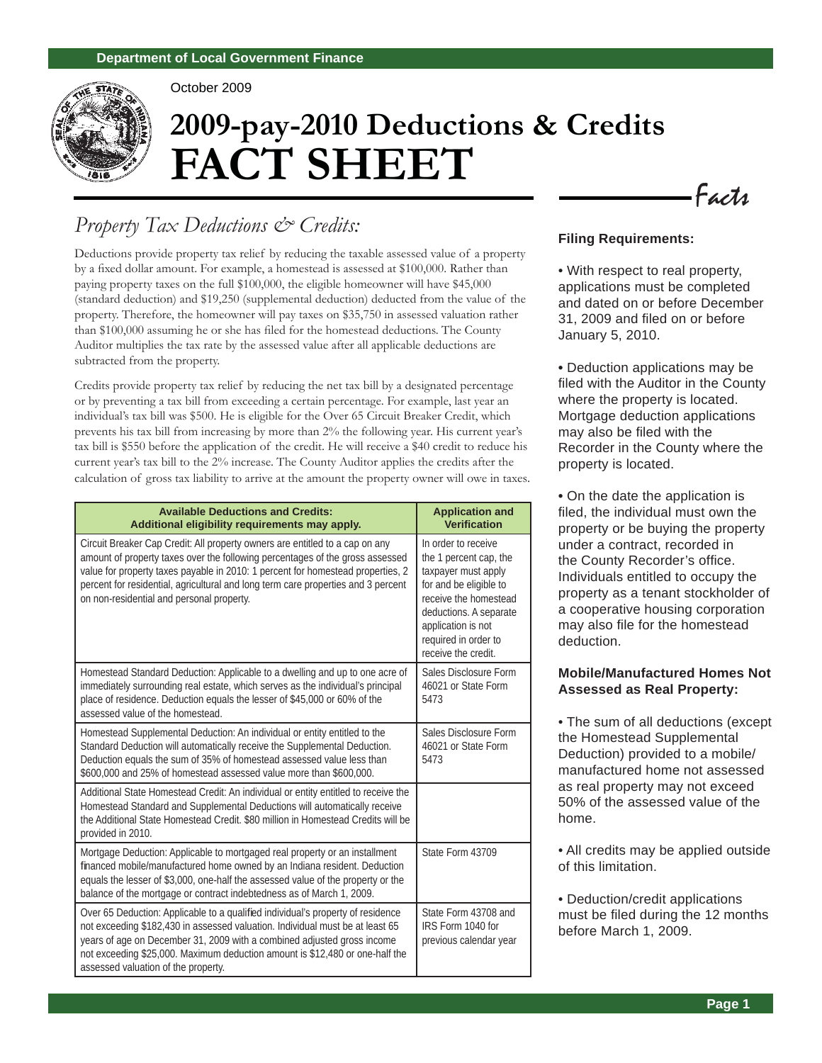Department of Local Government Finance

October 2009

# 2009-pay-2010 Deductions & Credits
# FACT SHEET

## *Property Tax Deductions & Credits:*

Deductions provide property tax relief by reducing the taxable assessed value of a property by a fixed dollar amount. For example, a homestead is assessed at $100,000. Rather than paying property taxes on the full $100,000, the eligible homeowner will have $45,000 (standard deduction) and $19,250 (supplemental deduction) deducted from the value of the property. Therefore, the homeowner will pay taxes on $35,750 in assessed valuation rather than $100,000 assuming he or she has filed for the homestead deductions. The County Auditor multiplies the tax rate by the assessed value after all applicable deductions are subtracted from the property.

Credits provide property tax relief by reducing the net tax bill by a designated percentage or by preventing a tax bill from exceeding a certain percentage. For example, last year an individual's tax bill was $500. He is eligible for the Over 65 Circuit Breaker Credit, which prevents his tax bill from increasing by more than 2% the following year. His current year's tax bill is $550 before the application of the credit. He will receive a $40 credit to reduce his current year's tax bill to the 2% increase. The County Auditor applies the credits after the calculation of gross tax liability to arrive at the amount the property owner will owe in taxes.

| **Available Deductions and Credits: Additional eligibility requirements may apply.** | **Application and Verification** |
|---|---|
| Circuit Breaker Cap Credit: All property owners are entitled to a cap on any amount of property taxes over the following percentages of the gross assessed value for property taxes payable in 2010: 1 percent for homestead properties, 2 percent for residential, agricultural and long term care properties and 3 percent on non-residential and personal property. | In order to receive the 1 percent cap, the taxpayer must apply for and be eligible to receive the homestead deductions. A separate application is not required in order to receive the credit. |
| Homestead Standard Deduction: Applicable to a dwelling and up to one acre of immediately surrounding real estate, which serves as the individual's principal place of residence. Deduction equals the lesser of $45,000 or 60% of the assessed value of the homestead. | Sales Disclosure Form 46021 or State Form 5473 |
| Homestead Supplemental Deduction: An individual or entity entitled to the Standard Deduction will automatically receive the Supplemental Deduction. Deduction equals the sum of 35% of homestead assessed value less than $600,000 and 25% of homestead assessed value more than $600,000. | Sales Disclosure Form 46021 or State Form 5473 |
| Additional State Homestead Credit: An individual or entity entitled to receive the Homestead Standard and Supplemental Deductions will automatically receive the Additional State Homestead Credit. $80 million in Homestead Credits will be provided in 2010. | |
| Mortgage Deduction: Applicable to mortgaged real property or an installment financed mobile/manufactured home owned by an Indiana resident. Deduction equals the lesser of $3,000, one-half the assessed value of the property or the balance of the mortgage or contract indebtedness as of March 1, 2009. | State Form 43709 |
| Over 65 Deduction: Applicable to a qualified individual's property of residence not exceeding $182,430 in assessed valuation. Individual must be at least 65 years of age on December 31, 2009 with a combined adjusted gross income not exceeding $25,000. Maximum deduction amount is $12,480 or one-half the assessed valuation of the property. | State Form 43708 and IRS Form 1040 for previous calendar year |

## *Facts*

### Filing Requirements:

- With respect to real property, applications must be completed and dated on or before December 31, 2009 and filed on or before January 5, 2010.
- Deduction applications may be filed with the Auditor in the County where the property is located. Mortgage deduction applications may also be filed with the Recorder in the County where the property is located.
- On the date the application is filed, the individual must own the property or be buying the property under a contract, recorded in the County Recorder's office. Individuals entitled to occupy the property as a tenant stockholder of a cooperative housing corporation may also file for the homestead deduction.

### Mobile/Manufactured Homes Not Assessed as Real Property:

- The sum of all deductions (except the Homestead Supplemental Deduction) provided to a mobile/manufactured home not assessed as real property may not exceed 50% of the assessed value of the home.
- All credits may be applied outside of this limitation.
- Deduction/credit applications must be filed during the 12 months before March 1, 2009.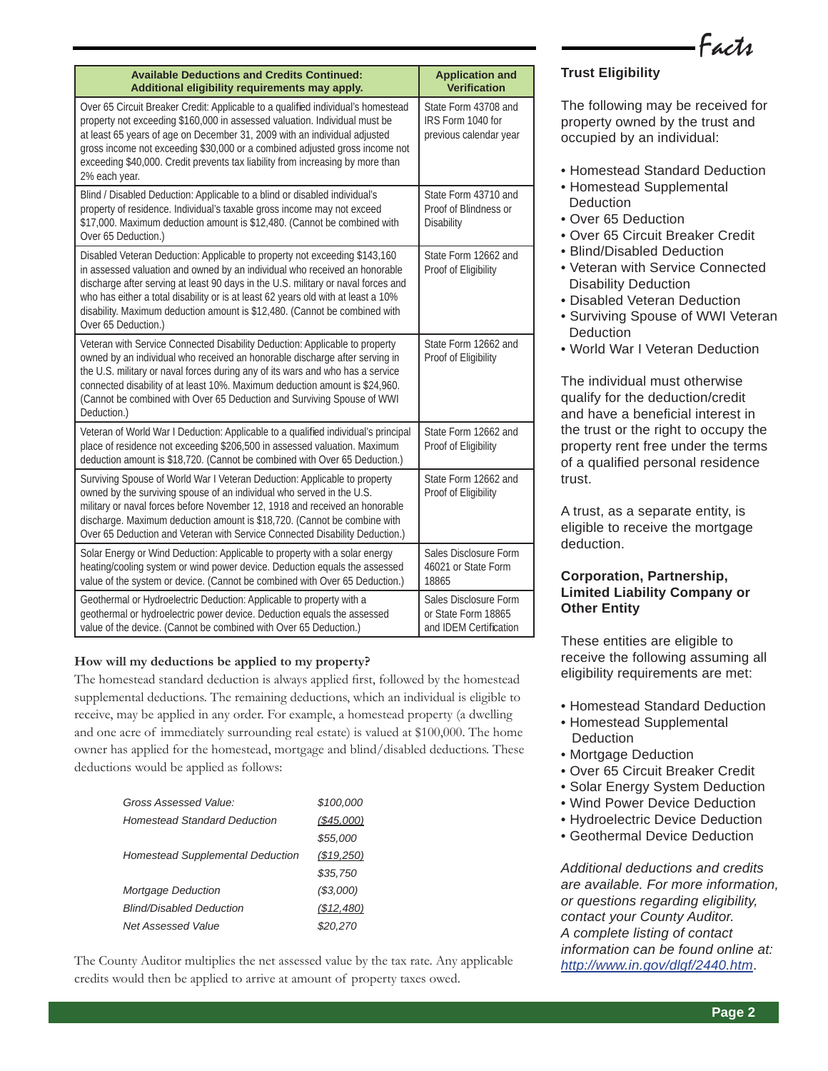| Available Deductions and Credits Continued: Additional eligibility requirements may apply. | Application and Verification |
|---|---|
| Over 65 Circuit Breaker Credit: Applicable to a qualified individual's homestead property not exceeding $160,000 in assessed valuation. Individual must be at least 65 years of age on December 31, 2009 with an individual adjusted gross income not exceeding $30,000 or a combined adjusted gross income not exceeding $40,000. Credit prevents tax liability from increasing by more than 2% each year. | State Form 43708 and IRS Form 1040 for previous calendar year |
| Blind / Disabled Deduction: Applicable to a blind or disabled individual's property of residence. Individual's taxable gross income may not exceed $17,000. Maximum deduction amount is $12,480. (Cannot be combined with Over 65 Deduction.) | State Form 43710 and Proof of Blindness or Disability |
| Disabled Veteran Deduction: Applicable to property not exceeding $143,160 in assessed valuation and owned by an individual who received an honorable discharge after serving at least 90 days in the U.S. military or naval forces and who has either a total disability or is at least 62 years old with at least a 10% disability. Maximum deduction amount is $12,480. (Cannot be combined with Over 65 Deduction.) | State Form 12662 and Proof of Eligibility |
| Veteran with Service Connected Disability Deduction: Applicable to property owned by an individual who received an honorable discharge after serving in the U.S. military or naval forces during any of its wars and who has a service connected disability of at least 10%. Maximum deduction amount is $24,960. (Cannot be combined with Over 65 Deduction and Surviving Spouse of WWI Deduction.) | State Form 12662 and Proof of Eligibility |
| Veteran of World War I Deduction: Applicable to a qualified individual's principal place of residence not exceeding $206,500 in assessed valuation. Maximum deduction amount is $18,720. (Cannot be combined with Over 65 Deduction.) | State Form 12662 and Proof of Eligibility |
| Surviving Spouse of World War I Veteran Deduction: Applicable to property owned by the surviving spouse of an individual who served in the U.S. military or naval forces before November 12, 1918 and received an honorable discharge. Maximum deduction amount is $18,720. (Cannot be combine with Over 65 Deduction and Veteran with Service Connected Disability Deduction.) | State Form 12662 and Proof of Eligibility |
| Solar Energy or Wind Deduction: Applicable to property with a solar energy heating/cooling system or wind power device. Deduction equals the assessed value of the system or device. (Cannot be combined with Over 65 Deduction.) | Sales Disclosure Form 46021 or State Form 18865 |
| Geothermal or Hydroelectric Deduction: Applicable to property with a geothermal or hydroelectric power device. Deduction equals the assessed value of the device. (Cannot be combined with Over 65 Deduction.) | Sales Disclosure Form or State Form 18865 and IDEM Certification |

**How will my deductions be applied to my property?**

The homestead standard deduction is always applied first, followed by the homestead supplemental deductions. The remaining deductions, which an individual is eligible to receive, may be applied in any order. For example, a homestead property (a dwelling and one acre of immediately surrounding real estate) is valued at $100,000. The home owner has applied for the homestead, mortgage and blind/disabled deductions. These deductions would be applied as follows:

| | |
|---|---|
| *Gross Assessed Value:* | *$100,000* |
| *Homestead Standard Deduction* | *($45,000)* |
| | *$55,000* |
| *Homestead Supplemental Deduction* | *($19,250)* |
| | *$35,750* |
| *Mortgage Deduction* | *($3,000)* |
| *Blind/Disabled Deduction* | *($12,480)* |
| *Net Assessed Value* | *$20,270* |

The County Auditor multiplies the net assessed value by the tax rate. Any applicable credits would then be applied to arrive at amount of property taxes owed.

## Facts

### Trust Eligibility

The following may be received for property owned by the trust and occupied by an individual:

- Homestead Standard Deduction
- Homestead Supplemental Deduction
- Over 65 Deduction
- Over 65 Circuit Breaker Credit
- Blind/Disabled Deduction
- Veteran with Service Connected Disability Deduction
- Disabled Veteran Deduction
- Surviving Spouse of WWI Veteran Deduction
- World War I Veteran Deduction

The individual must otherwise qualify for the deduction/credit and have a beneficial interest in the trust or the right to occupy the property rent free under the terms of a qualified personal residence trust.

A trust, as a separate entity, is eligible to receive the mortgage deduction.

### Corporation, Partnership, Limited Liability Company or Other Entity

These entities are eligible to receive the following assuming all eligibility requirements are met:

- Homestead Standard Deduction
- Homestead Supplemental Deduction
- Mortgage Deduction
- Over 65 Circuit Breaker Credit
- Solar Energy System Deduction
- Wind Power Device Deduction
- Hydroelectric Device Deduction
- Geothermal Device Deduction

*Additional deductions and credits are available. For more information, or questions regarding eligibility, contact your County Auditor. A complete listing of contact information can be found online at: http://www.in.gov/dlgf/2440.htm.*